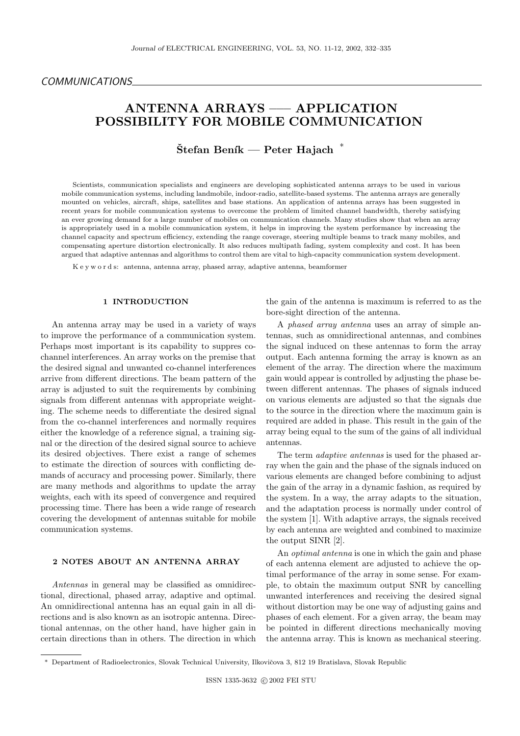COMMUNICATIONS

# ANTENNA ARRAYS — APPLICATION POSSIBILITY FOR MOBILE COMMUNICATION

**Štefan Beník — Peter Hajach** *

Scientists, communication specialists and engineers are developing sophisticated antenna arrays to be used in various mobile communication systems, including landmobile, indoor-radio, satellite-based systems. The antenna arrays are generally mounted on vehicles, aircraft, ships, satellites and base stations. An application of antenna arrays has been suggested in recent years for mobile communication systems to overcome the problem of limited channel bandwidth, thereby satisfying an ever growing demand for a large number of mobiles on communication channels. Many studies show that when an array is appropriately used in a mobile communication system, it helps in improving the system performance by increasing the channel capacity and spectrum efficiency, extending the range coverage, steering multiple beams to track many mobiles, and compensating aperture distortion electronically. It also reduces multipath fading, system complexity and cost. It has been argued that adaptive antennas and algorithms to control them are vital to high-capacity communication system development.

K e y w o r d s: antenna, antenna array, phased array, adaptive antenna, beamformer

## 1 INTRODUCTION

An antenna array may be used in a variety of ways to improve the performance of a communication system. Perhaps most important is its capability to suppres co-channel interferences. An array works on the premise that the desired signal and unwanted co-channel interferences arrive from different directions. The beam pattern of the array is adjusted to suit the requirements by combining signals from different antennas with appropriate weighting. The scheme needs to differentiate the desired signal from the co-channel interferences and normally requires either the knowledge of a reference signal, a training signal or the direction of the desired signal source to achieve its desired objectives. There exist a range of schemes to estimate the direction of sources with conflicting demands of accuracy and processing power. Similarly, there are many methods and algorithms to update the array weights, each with its speed of convergence and required processing time. There has been a wide range of research covering the development of antennas suitable for mobile communication systems.

## 2 NOTES ABOUT AN ANTENNA ARRAY

*Antennas* in general may be classified as omnidirectional, directional, phased array, adaptive and optimal. An omnidirectional antenna has an equal gain in all directions and is also known as an isotropic antenna. Directional antennas, on the other hand, have higher gain in certain directions than in others. The direction in which the gain of the antenna is maximum is referred to as the bore-sight direction of the antenna.

A *phased array antenna* uses an array of simple antennas, such as omnidirectional antennas, and combines the signal induced on these antennas to form the array output. Each antenna forming the array is known as an element of the array. The direction where the maximum gain would appear is controlled by adjusting the phase between different antennas. The phases of signals induced on various elements are adjusted so that the signals due to the source in the direction where the maximum gain is required are added in phase. This result in the gain of the array being equal to the sum of the gains of all individual antennas.

The term *adaptive antennas* is used for the phased array when the gain and the phase of the signals induced on various elements are changed before combining to adjust the gain of the array in a dynamic fashion, as required by the system. In a way, the array adapts to the situation, and the adaptation process is normally under control of the system [1]. With adaptive arrays, the signals received by each antenna are weighted and combined to maximize the output SINR [2].

An *optimal antenna* is one in which the gain and phase of each antenna element are adjusted to achieve the optimal performance of the array in some sense. For example, to obtain the maximum output SNR by cancelling unwanted interferences and receiving the desired signal without distortion may be one way of adjusting gains and phases of each element. For a given array, the beam may be pointed in different directions mechanically moving the antenna array. This is known as mechanical steering.

* Department of Radioelectronics, Slovak Technical University, Ilkovičova 3, 812 19 Bratislava, Slovak Republic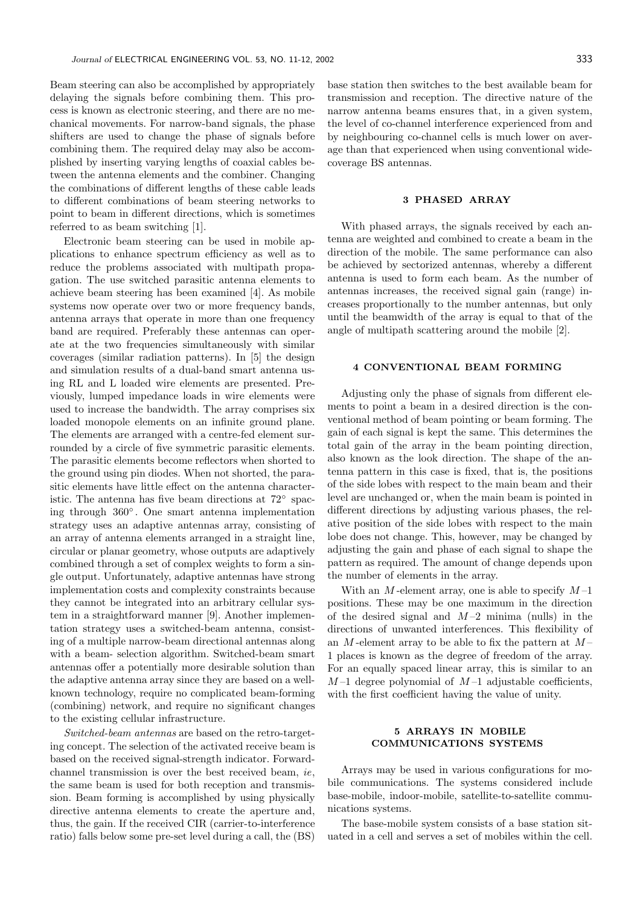Beam steering can also be accomplished by appropriately delaying the signals before combining them. This process is known as electronic steering, and there are no mechanical movements. For narrow-band signals, the phase shifters are used to change the phase of signals before combining them. The required delay may also be accomplished by inserting varying lengths of coaxial cables between the antenna elements and the combiner. Changing the combinations of different lengths of these cable leads to different combinations of beam steering networks to point to beam in different directions, which is sometimes referred to as beam switching [1].

Electronic beam steering can be used in mobile applications to enhance spectrum efficiency as well as to reduce the problems associated with multipath propagation. The use switched parasitic antenna elements to achieve beam steering has been examined [4]. As mobile systems now operate over two or more frequency bands, antenna arrays that operate in more than one frequency band are required. Preferably these antennas can operate at the two frequencies simultaneously with similar coverages (similar radiation patterns). In [5] the design and simulation results of a dual-band smart antenna using RL and L loaded wire elements are presented. Previously, lumped impedance loads in wire elements were used to increase the bandwidth. The array comprises six loaded monopole elements on an infinite ground plane. The elements are arranged with a centre-fed element surrounded by a circle of five symmetric parasitic elements. The parasitic elements become reflectors when shorted to the ground using pin diodes. When not shorted, the parasitic elements have little effect on the antenna characteristic. The antenna has five beam directions at 72° spacing through 360°. One smart antenna implementation strategy uses an adaptive antennas array, consisting of an array of antenna elements arranged in a straight line, circular or planar geometry, whose outputs are adaptively combined through a set of complex weights to form a single output. Unfortunately, adaptive antennas have strong implementation costs and complexity constraints because they cannot be integrated into an arbitrary cellular system in a straightforward manner [9]. Another implementation strategy uses a switched-beam antenna, consisting of a multiple narrow-beam directional antennas along with a beam- selection algorithm. Switched-beam smart antennas offer a potentially more desirable solution than the adaptive antenna array since they are based on a well-known technology, require no complicated beam-forming (combining) network, and require no significant changes to the existing cellular infrastructure.

*Switched-beam antennas* are based on the retro-targeting concept. The selection of the activated receive beam is based on the received signal-strength indicator. Forward-channel transmission is over the best received beam, *ie*, the same beam is used for both reception and transmission. Beam forming is accomplished by using physically directive antenna elements to create the aperture and, thus, the gain. If the received CIR (carrier-to-interference ratio) falls below some pre-set level during a call, the (BS) base station then switches to the best available beam for transmission and reception. The directive nature of the narrow antenna beams ensures that, in a given system, the level of co-channel interference experienced from and by neighbouring co-channel cells is much lower on average than that experienced when using conventional wide-coverage BS antennas.

## 3 PHASED ARRAY

With phased arrays, the signals received by each antenna are weighted and combined to create a beam in the direction of the mobile. The same performance can also be achieved by sectorized antennas, whereby a different antenna is used to form each beam. As the number of antennas increases, the received signal gain (range) increases proportionally to the number antennas, but only until the beamwidth of the array is equal to that of the angle of multipath scattering around the mobile [2].

## 4 CONVENTIONAL BEAM FORMING

Adjusting only the phase of signals from different elements to point a beam in a desired direction is the conventional method of beam pointing or beam forming. The gain of each signal is kept the same. This determines the total gain of the array in the beam pointing direction, also known as the look direction. The shape of the antenna pattern in this case is fixed, that is, the positions of the side lobes with respect to the main beam and their level are unchanged or, when the main beam is pointed in different directions by adjusting various phases, the relative position of the side lobes with respect to the main lobe does not change. This, however, may be changed by adjusting the gain and phase of each signal to shape the pattern as required. The amount of change depends upon the number of elements in the array.

With an $M$-element array, one is able to specify $M-1$ positions. These may be one maximum in the direction of the desired signal and $M-2$ minima (nulls) in the directions of unwanted interferences. This flexibility of an $M$-element array to be able to fix the pattern at $M-1$ places is known as the degree of freedom of the array. For an equally spaced linear array, this is similar to an $M-1$ degree polynomial of $M-1$ adjustable coefficients, with the first coefficient having the value of unity.

## 5 ARRAYS IN MOBILE COMMUNICATIONS SYSTEMS

Arrays may be used in various configurations for mobile communications. The systems considered include base-mobile, indoor-mobile, satellite-to-satellite communications systems.

The base-mobile system consists of a base station situated in a cell and serves a set of mobiles within the cell.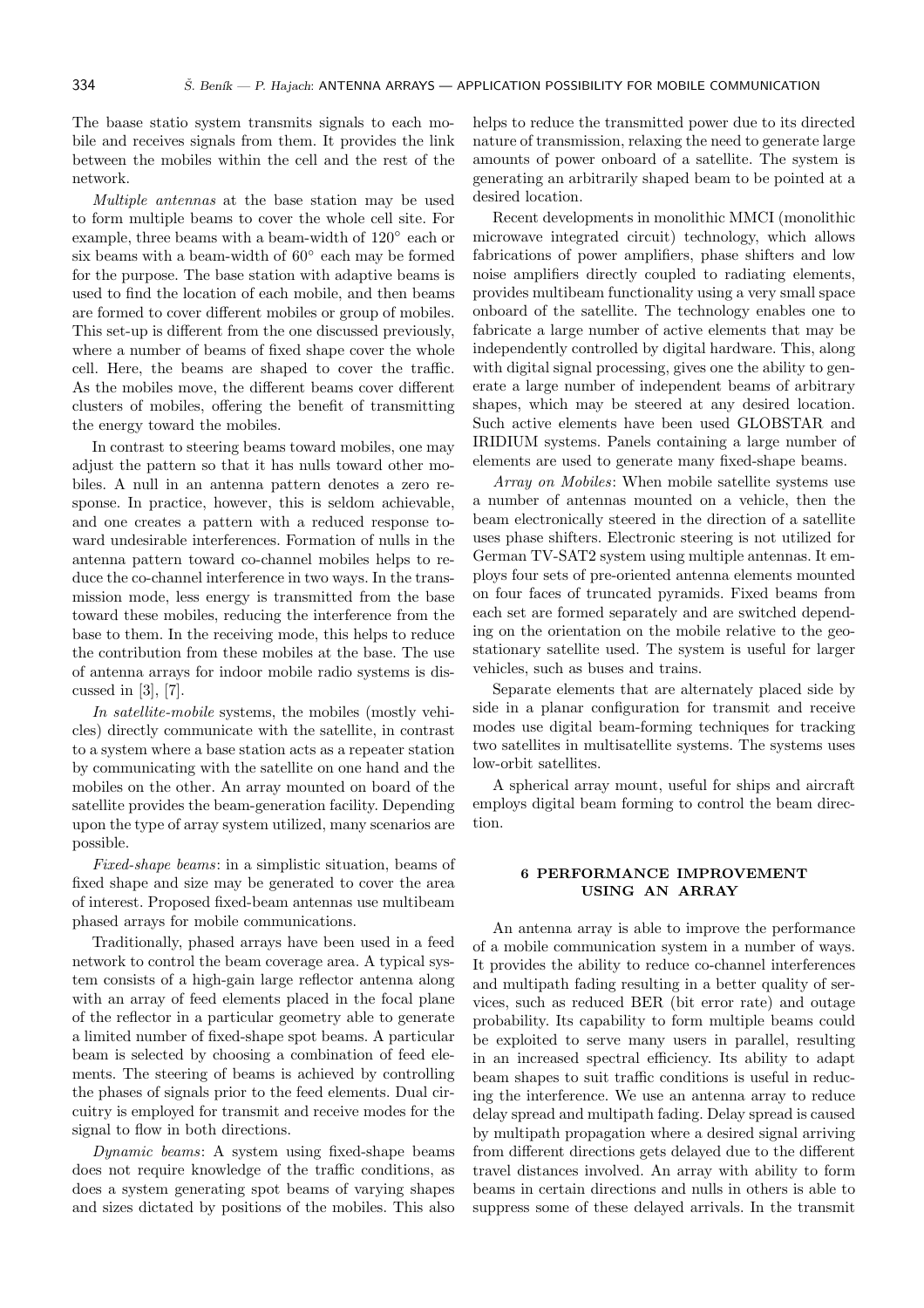The baase statio system transmits signals to each mobile and receives signals from them. It provides the link between the mobiles within the cell and the rest of the network.

*Multiple antennas* at the base station may be used to form multiple beams to cover the whole cell site. For example, three beams with a beam-width of 120° each or six beams with a beam-width of 60° each may be formed for the purpose. The base station with adaptive beams is used to find the location of each mobile, and then beams are formed to cover different mobiles or group of mobiles. This set-up is different from the one discussed previously, where a number of beams of fixed shape cover the whole cell. Here, the beams are shaped to cover the traffic. As the mobiles move, the different beams cover different clusters of mobiles, offering the benefit of transmitting the energy toward the mobiles.

In contrast to steering beams toward mobiles, one may adjust the pattern so that it has nulls toward other mobiles. A null in an antenna pattern denotes a zero response. In practice, however, this is seldom achievable, and one creates a pattern with a reduced response toward undesirable interferences. Formation of nulls in the antenna pattern toward co-channel mobiles helps to reduce the co-channel interference in two ways. In the transmission mode, less energy is transmitted from the base toward these mobiles, reducing the interference from the base to them. In the receiving mode, this helps to reduce the contribution from these mobiles at the base. The use of antenna arrays for indoor mobile radio systems is discussed in [3], [7].

*In satellite-mobile* systems, the mobiles (mostly vehicles) directly communicate with the satellite, in contrast to a system where a base station acts as a repeater station by communicating with the satellite on one hand and the mobiles on the other. An array mounted on board of the satellite provides the beam-generation facility. Depending upon the type of array system utilized, many scenarios are possible.

*Fixed-shape beams*: in a simplistic situation, beams of fixed shape and size may be generated to cover the area of interest. Proposed fixed-beam antennas use multibeam phased arrays for mobile communications.

Traditionally, phased arrays have been used in a feed network to control the beam coverage area. A typical system consists of a high-gain large reflector antenna along with an array of feed elements placed in the focal plane of the reflector in a particular geometry able to generate a limited number of fixed-shape spot beams. A particular beam is selected by choosing a combination of feed elements. The steering of beams is achieved by controlling the phases of signals prior to the feed elements. Dual circuitry is employed for transmit and receive modes for the signal to flow in both directions.

*Dynamic beams*: A system using fixed-shape beams does not require knowledge of the traffic conditions, as does a system generating spot beams of varying shapes and sizes dictated by positions of the mobiles. This also helps to reduce the transmitted power due to its directed nature of transmission, relaxing the need to generate large amounts of power onboard of a satellite. The system is generating an arbitrarily shaped beam to be pointed at a desired location.

Recent developments in monolithic MMCI (monolithic microwave integrated circuit) technology, which allows fabrications of power amplifiers, phase shifters and low noise amplifiers directly coupled to radiating elements, provides multibeam functionality using a very small space onboard of the satellite. The technology enables one to fabricate a large number of active elements that may be independently controlled by digital hardware. This, along with digital signal processing, gives one the ability to generate a large number of independent beams of arbitrary shapes, which may be steered at any desired location. Such active elements have been used GLOBSTAR and IRIDIUM systems. Panels containing a large number of elements are used to generate many fixed-shape beams.

*Array on Mobiles*: When mobile satellite systems use a number of antennas mounted on a vehicle, then the beam electronically steered in the direction of a satellite uses phase shifters. Electronic steering is not utilized for German TV-SAT2 system using multiple antennas. It employs four sets of pre-oriented antenna elements mounted on four faces of truncated pyramids. Fixed beams from each set are formed separately and are switched depending on the orientation on the mobile relative to the geostationary satellite used. The system is useful for larger vehicles, such as buses and trains.

Separate elements that are alternately placed side by side in a planar configuration for transmit and receive modes use digital beam-forming techniques for tracking two satellites in multisatellite systems. The systems uses low-orbit satellites.

A spherical array mount, useful for ships and aircraft employs digital beam forming to control the beam direction.

## 6 PERFORMANCE IMPROVEMENT USING AN ARRAY

An antenna array is able to improve the performance of a mobile communication system in a number of ways. It provides the ability to reduce co-channel interferences and multipath fading resulting in a better quality of services, such as reduced BER (bit error rate) and outage probability. Its capability to form multiple beams could be exploited to serve many users in parallel, resulting in an increased spectral efficiency. Its ability to adapt beam shapes to suit traffic conditions is useful in reducing the interference. We use an antenna array to reduce delay spread and multipath fading. Delay spread is caused by multipath propagation where a desired signal arriving from different directions gets delayed due to the different travel distances involved. An array with ability to form beams in certain directions and nulls in others is able to suppress some of these delayed arrivals. In the transmit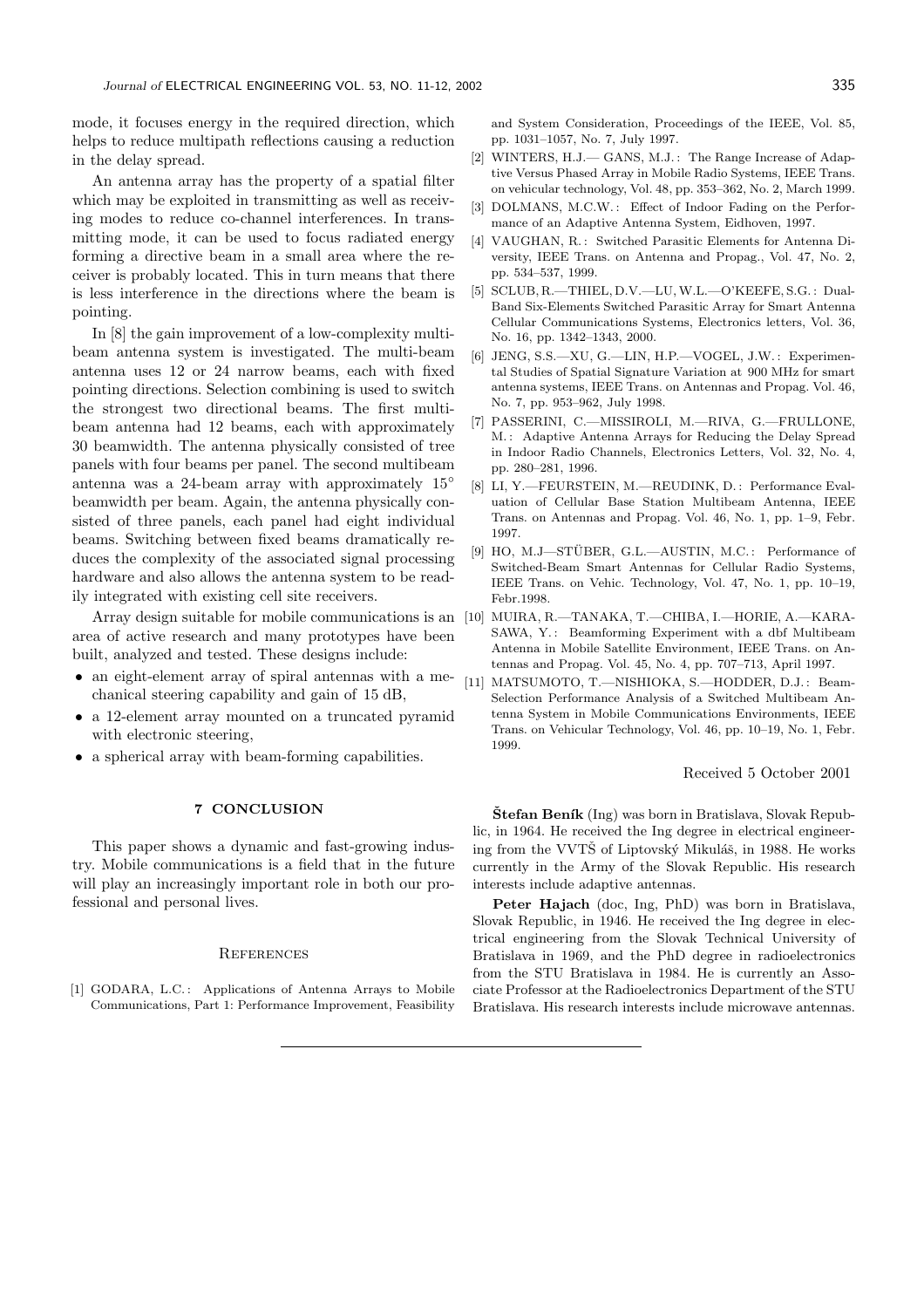mode, it focuses energy in the required direction, which helps to reduce multipath reflections causing a reduction in the delay spread.

An antenna array has the property of a spatial filter which may be exploited in transmitting as well as receiving modes to reduce co-channel interferences. In transmitting mode, it can be used to focus radiated energy forming a directive beam in a small area where the receiver is probably located. This in turn means that there is less interference in the directions where the beam is pointing.

In [8] the gain improvement of a low-complexity multibeam antenna system is investigated. The multi-beam antenna uses 12 or 24 narrow beams, each with fixed pointing directions. Selection combining is used to switch the strongest two directional beams. The first multibeam antenna had 12 beams, each with approximately 30 beamwidth. The antenna physically consisted of tree panels with four beams per panel. The second multibeam antenna was a 24-beam array with approximately 15° beamwidth per beam. Again, the antenna physically consisted of three panels, each panel had eight individual beams. Switching between fixed beams dramatically reduces the complexity of the associated signal processing hardware and also allows the antenna system to be readily integrated with existing cell site receivers.

Array design suitable for mobile communications is an area of active research and many prototypes have been built, analyzed and tested. These designs include:

- an eight-element array of spiral antennas with a mechanical steering capability and gain of 15 dB,
- a 12-element array mounted on a truncated pyramid with electronic steering,
- a spherical array with beam-forming capabilities.

## 7 CONCLUSION

This paper shows a dynamic and fast-growing industry. Mobile communications is a field that in the future will play an increasingly important role in both our professional and personal lives.

## References

[1] GODARA, L.C.: Applications of Antenna Arrays to Mobile Communications, Part 1: Performance Improvement, Feasibility and System Consideration, Proceedings of the IEEE, Vol. 85, pp. 1031–1057, No. 7, July 1997.

[2] WINTERS, H.J.— GANS, M.J.: The Range Increase of Adaptive Versus Phased Array in Mobile Radio Systems, IEEE Trans. on vehicular technology, Vol. 48, pp. 353–362, No. 2, March 1999.

[3] DOLMANS, M.C.W.: Effect of Indoor Fading on the Performance of an Adaptive Antenna System, Eidhoven, 1997.

[4] VAUGHAN, R.: Switched Parasitic Elements for Antenna Diversity, IEEE Trans. on Antenna and Propag., Vol. 47, No. 2, pp. 534–537, 1999.

[5] SCLUB, R.—THIEL, D.V.—LU, W.L.—O'KEEFE, S.G.: Dual-Band Six-Elements Switched Parasitic Array for Smart Antenna Cellular Communications Systems, Electronics letters, Vol. 36, No. 16, pp. 1342–1343, 2000.

[6] JENG, S.S.—XU, G.—LIN, H.P.—VOGEL, J.W.: Experimental Studies of Spatial Signature Variation at 900 MHz for smart antenna systems, IEEE Trans. on Antennas and Propag. Vol. 46, No. 7, pp. 953–962, July 1998.

[7] PASSERINI, C.—MISSIROLI, M.—RIVA, G.—FRULLONE, M.: Adaptive Antenna Arrays for Reducing the Delay Spread in Indoor Radio Channels, Electronics Letters, Vol. 32, No. 4, pp. 280–281, 1996.

[8] LI, Y.—FEURSTEIN, M.—REUDINK, D.: Performance Evaluation of Cellular Base Station Multibeam Antenna, IEEE Trans. on Antennas and Propag. Vol. 46, No. 1, pp. 1–9, Febr. 1997.

[9] HO, M.J—STÜBER, G.L.—AUSTIN, M.C.: Performance of Switched-Beam Smart Antennas for Cellular Radio Systems, IEEE Trans. on Vehic. Technology, Vol. 47, No. 1, pp. 10–19, Febr.1998.

[10] MUIRA, R.—TANAKA, T.—CHIBA, I.—HORIE, A.—KARASAWA, Y.: Beamforming Experiment with a dbf Multibeam Antenna in Mobile Satellite Environment, IEEE Trans. on Antennas and Propag. Vol. 45, No. 4, pp. 707–713, April 1997.

[11] MATSUMOTO, T.—NISHIOKA, S.—HODDER, D.J.: Beam-Selection Performance Analysis of a Switched Multibeam Antenna System in Mobile Communications Environments, IEEE Trans. on Vehicular Technology, Vol. 46, pp. 10–19, No. 1, Febr. 1999.

Received 5 October 2001

**Štefan Beník** (Ing) was born in Bratislava, Slovak Republic, in 1964. He received the Ing degree in electrical engineering from the VVTŠ of Liptovský Mikuláš, in 1988. He works currently in the Army of the Slovak Republic. His research interests include adaptive antennas.

**Peter Hajach** (doc, Ing, PhD) was born in Bratislava, Slovak Republic, in 1946. He received the Ing degree in electrical engineering from the Slovak Technical University of Bratislava in 1969, and the PhD degree in radioelectronics from the STU Bratislava in 1984. He is currently an Associate Professor at the Radioelectronics Department of the STU Bratislava. His research interests include microwave antennas.